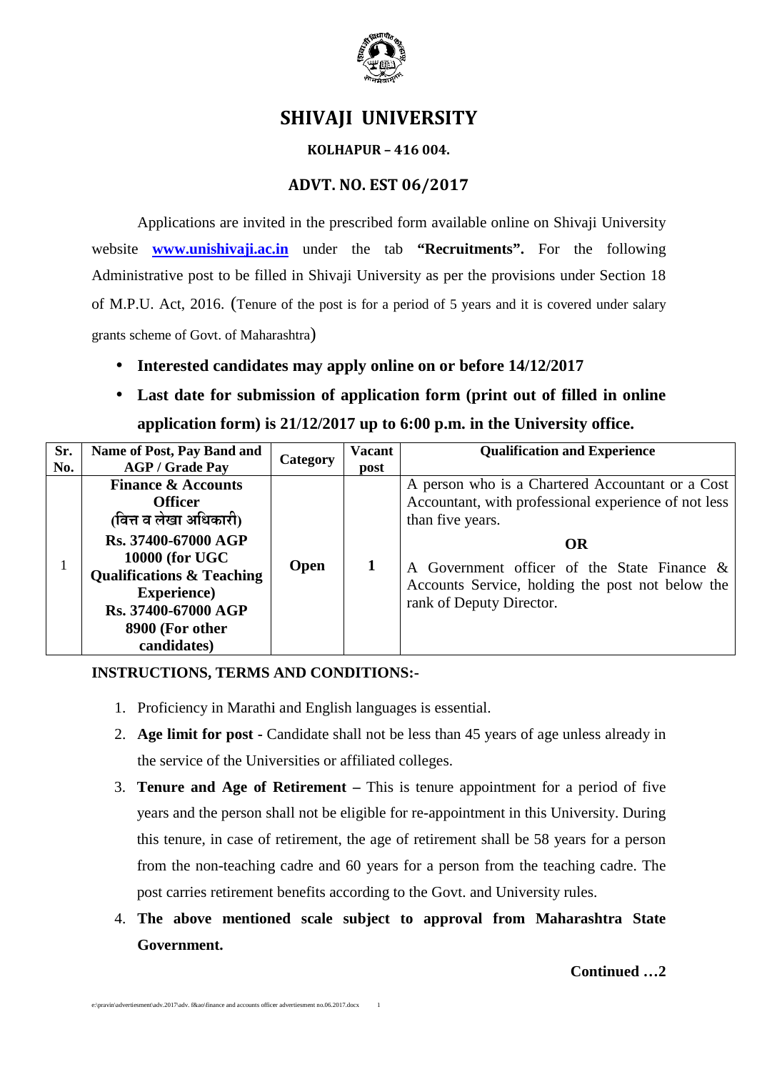# SHIVAJI UNIVERSITY

### KOLHAPUR – 416 004.

## ADVT. NO. EST 06/2017

Applications are invited in the prescribed form available online on Shivaji University website **www.unishivaji.ac.in** under the tab **"Recruitments".** For the following Administrative post to be filled in Shivaji University as per the provisions under Section 18 of M.P.U. Act, 2016. (Tenure of the post is for a period of 5 years and it is covered under salary grants scheme of Govt. of Maharashtra)

- **Interested candidates may apply online on or before 14/12/2017**
- **Last date for submission of application form (print out of filled in online application form) is 21/12/2017 up to 6:00 p.m. in the University office.**

| Sr. No. | Name of Post, Pay Band and AGP / Grade Pay | Category | Vacant post | Qualification and Experience |
|---|---|---|---|---|
| 1 | **Finance & Accounts Officer (वित्त व लेखा अधिकारी)** **Rs. 37400-67000 AGP 10000 (for UGC Qualifications & Teaching Experience)** **Rs. 37400-67000 AGP 8900 (For other candidates)** | **Open** | **1** | A person who is a Chartered Accountant or a Cost Accountant, with professional experience of not less than five years. **OR** A Government officer of the State Finance & Accounts Service, holding the post not below the rank of Deputy Director. |

**INSTRUCTIONS, TERMS AND CONDITIONS:-**

1. Proficiency in Marathi and English languages is essential.
2. **Age limit for post -** Candidate shall not be less than 45 years of age unless already in the service of the Universities or affiliated colleges.
3. **Tenure and Age of Retirement –** This is tenure appointment for a period of five years and the person shall not be eligible for re-appointment in this University. During this tenure, in case of retirement, the age of retirement shall be 58 years for a person from the non-teaching cadre and 60 years for a person from the teaching cadre. The post carries retirement benefits according to the Govt. and University rules.
4. **The above mentioned scale subject to approval from Maharashtra State Government.**

**Continued …2**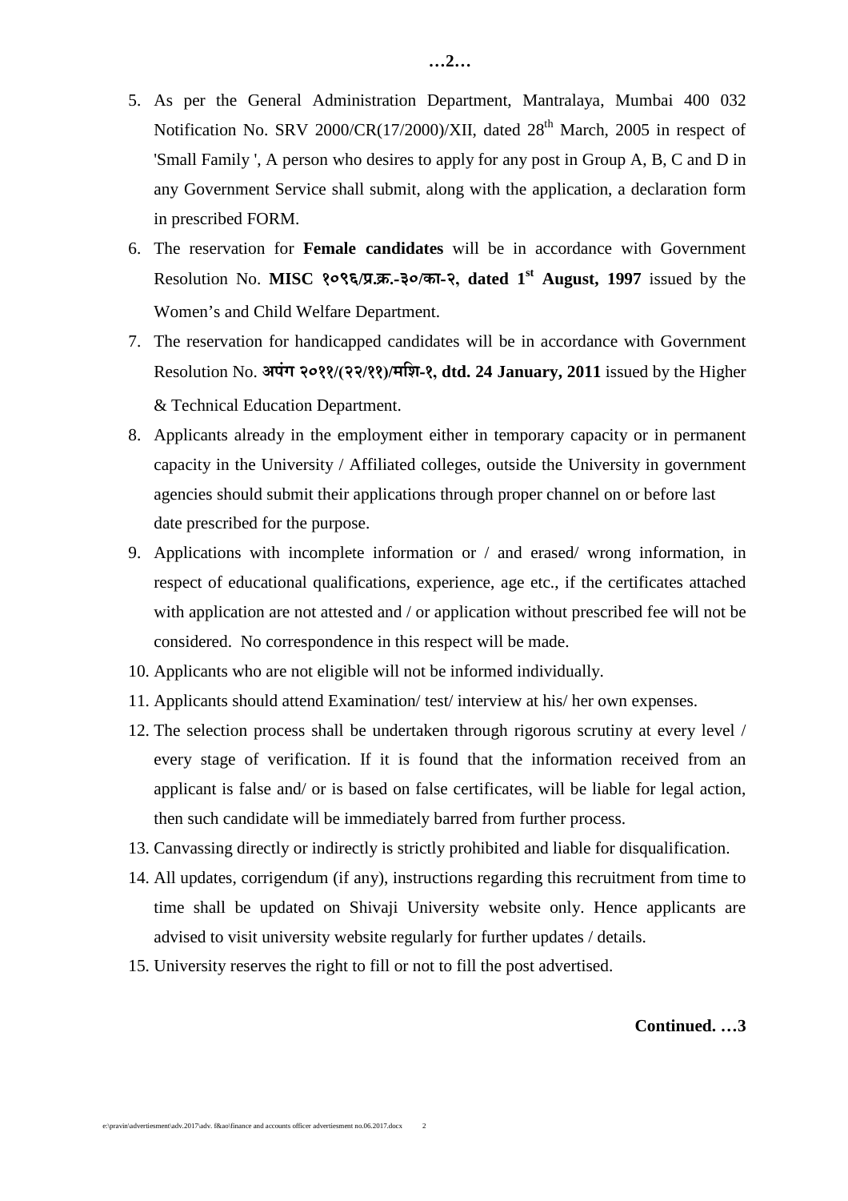5. As per the General Administration Department, Mantralaya, Mumbai 400 032 Notification No. SRV 2000/CR(17/2000)/XII, dated 28th March, 2005 in respect of 'Small Family ', A person who desires to apply for any post in Group A, B, C and D in any Government Service shall submit, along with the application, a declaration form in prescribed FORM.
6. The reservation for **Female candidates** will be in accordance with Government Resolution No. **MISC १०९६/प्र.क्र.-३०/का-२, dated 1st August, 1997** issued by the Women's and Child Welfare Department.
7. The reservation for handicapped candidates will be in accordance with Government Resolution No. **अपंग २०११/(२२/११)/मशि-१, dtd. 24 January, 2011** issued by the Higher & Technical Education Department.
8. Applicants already in the employment either in temporary capacity or in permanent capacity in the University / Affiliated colleges, outside the University in government agencies should submit their applications through proper channel on or before last date prescribed for the purpose.
9. Applications with incomplete information or / and erased/ wrong information, in respect of educational qualifications, experience, age etc., if the certificates attached with application are not attested and / or application without prescribed fee will not be considered. No correspondence in this respect will be made.
10. Applicants who are not eligible will not be informed individually.
11. Applicants should attend Examination/ test/ interview at his/ her own expenses.
12. The selection process shall be undertaken through rigorous scrutiny at every level / every stage of verification. If it is found that the information received from an applicant is false and/ or is based on false certificates, will be liable for legal action, then such candidate will be immediately barred from further process.
13. Canvassing directly or indirectly is strictly prohibited and liable for disqualification.
14. All updates, corrigendum (if any), instructions regarding this recruitment from time to time shall be updated on Shivaji University website only. Hence applicants are advised to visit university website regularly for further updates / details.
15. University reserves the right to fill or not to fill the post advertised.

**Continued. …3**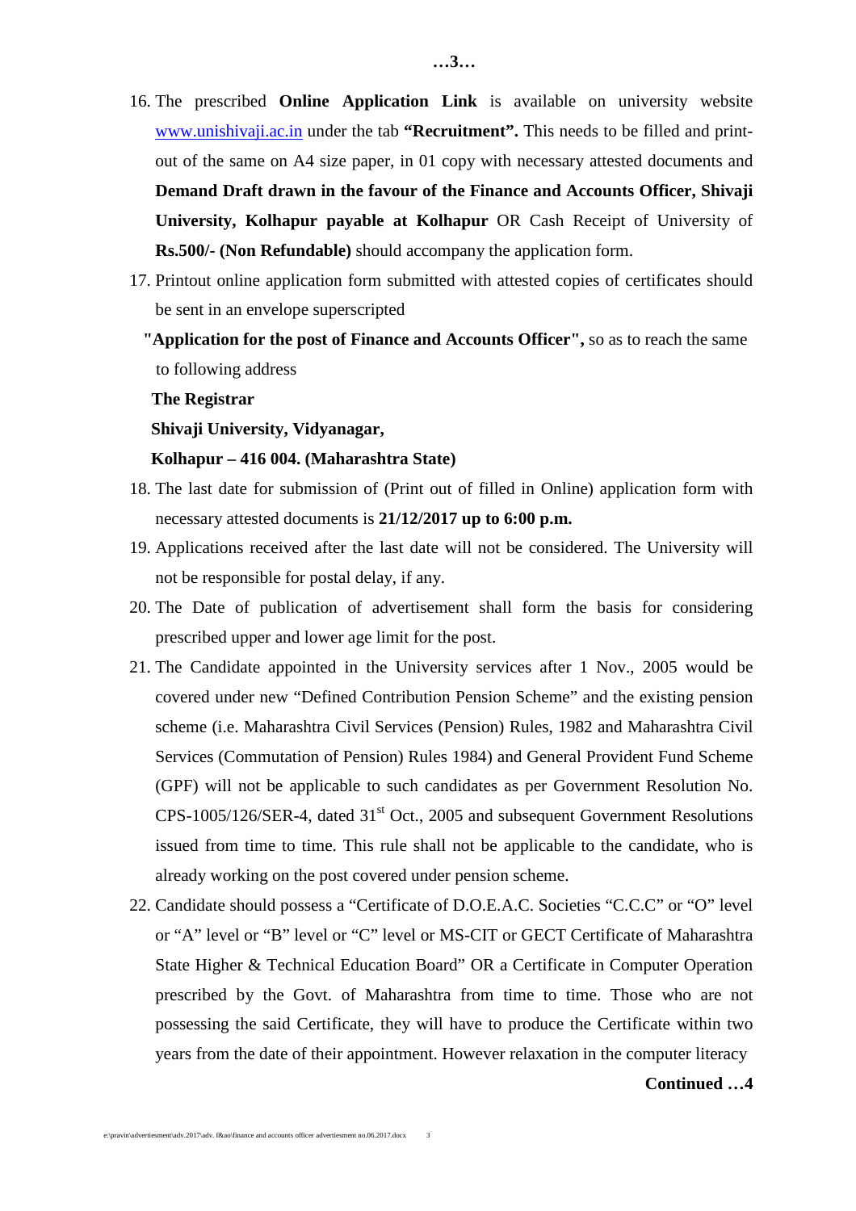16. The prescribed **Online Application Link** is available on university website www.unishivaji.ac.in under the tab **"Recruitment".** This needs to be filled and print-out of the same on A4 size paper, in 01 copy with necessary attested documents and **Demand Draft drawn in the favour of the Finance and Accounts Officer, Shivaji University, Kolhapur payable at Kolhapur** OR Cash Receipt of University of **Rs.500/- (Non Refundable)** should accompany the application form.
17. Printout online application form submitted with attested copies of certificates should be sent in an envelope superscripted

    **"Application for the post of Finance and Accounts Officer",** so as to reach the same to following address

    **The Registrar**
    **Shivaji University, Vidyanagar,**
    **Kolhapur – 416 004. (Maharashtra State)**
18. The last date for submission of (Print out of filled in Online) application form with necessary attested documents is **21/12/2017 up to 6:00 p.m.**
19. Applications received after the last date will not be considered. The University will not be responsible for postal delay, if any.
20. The Date of publication of advertisement shall form the basis for considering prescribed upper and lower age limit for the post.
21. The Candidate appointed in the University services after 1 Nov., 2005 would be covered under new "Defined Contribution Pension Scheme" and the existing pension scheme (i.e. Maharashtra Civil Services (Pension) Rules, 1982 and Maharashtra Civil Services (Commutation of Pension) Rules 1984) and General Provident Fund Scheme (GPF) will not be applicable to such candidates as per Government Resolution No. CPS-1005/126/SER-4, dated 31st Oct., 2005 and subsequent Government Resolutions issued from time to time. This rule shall not be applicable to the candidate, who is already working on the post covered under pension scheme.
22. Candidate should possess a "Certificate of D.O.E.A.C. Societies "C.C.C" or "O" level or "A" level or "B" level or "C" level or MS-CIT or GECT Certificate of Maharashtra State Higher & Technical Education Board" OR a Certificate in Computer Operation prescribed by the Govt. of Maharashtra from time to time. Those who are not possessing the said Certificate, they will have to produce the Certificate within two years from the date of their appointment. However relaxation in the computer literacy

**Continued …4**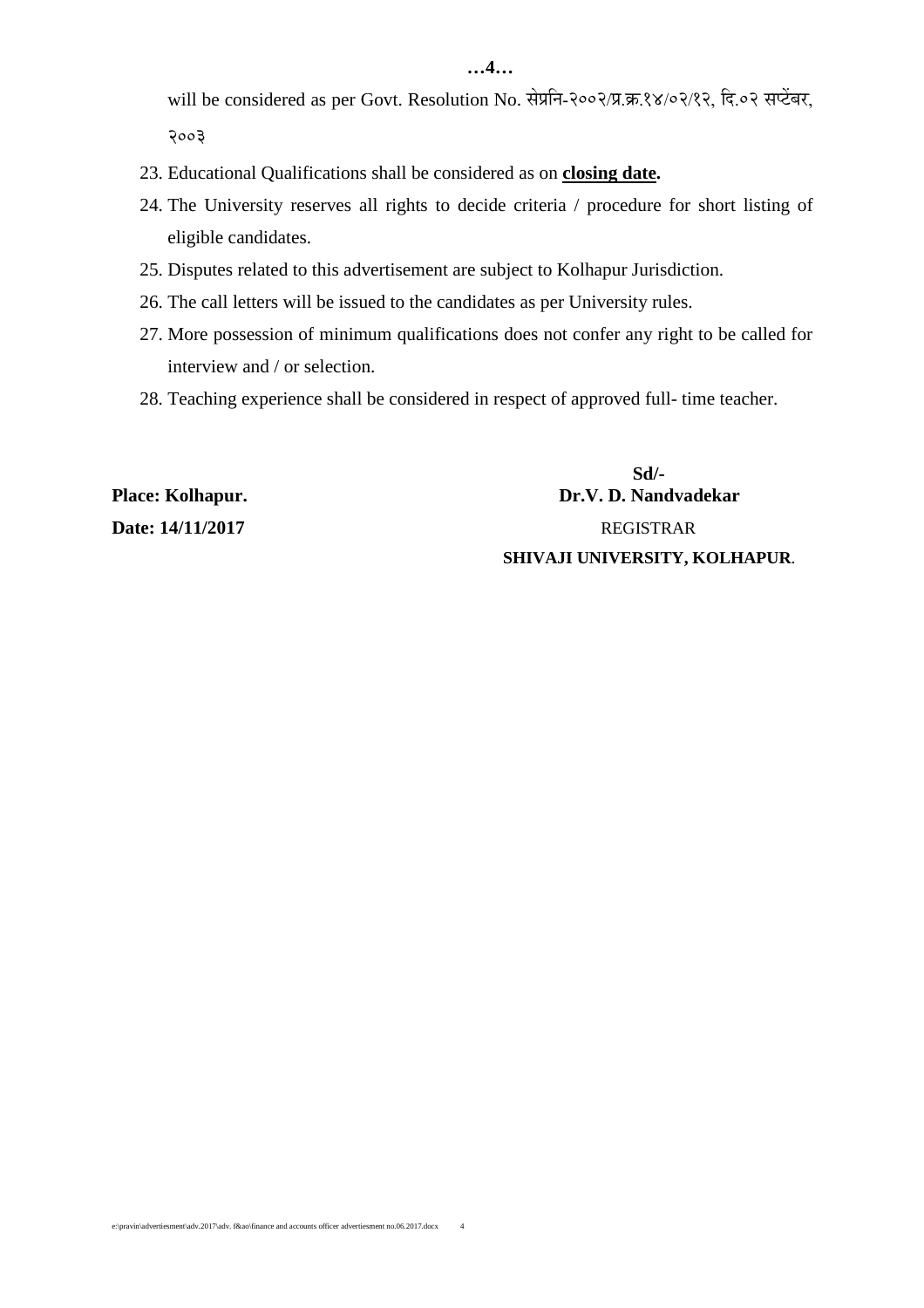will be considered as per Govt. Resolution No. सेप्रनि-२००२/प्र.क्र.१४/०२/१२, दि.०२ सप्टेंबर, २००३

23. Educational Qualifications shall be considered as on **closing date.**
24. The University reserves all rights to decide criteria / procedure for short listing of eligible candidates.
25. Disputes related to this advertisement are subject to Kolhapur Jurisdiction.
26. The call letters will be issued to the candidates as per University rules.
27. More possession of minimum qualifications does not confer any right to be called for interview and / or selection.
28. Teaching experience shall be considered in respect of approved full- time teacher.

**Sd/-**

**Place: Kolhapur.** **Dr.V. D. Nandvadekar**

**Date: 14/11/2017** REGISTRAR

**SHIVAJI UNIVERSITY, KOLHAPUR.**